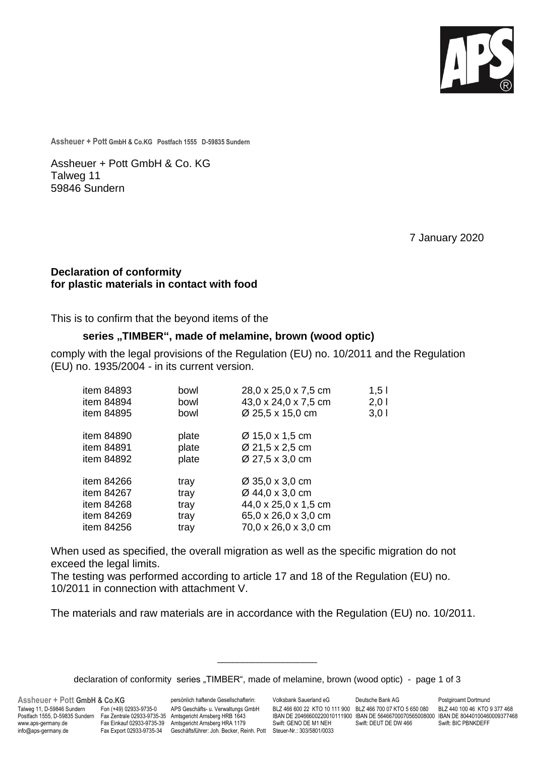Assheuer + Pott GmbH & Co.KG Postfach 1555 D-59835 Sundern

Assheuer + Pott GmbH & Co. KG
Talweg 11
59846 Sundern

7 January 2020

**Declaration of conformity**
**for plastic materials in contact with food**

This is to confirm that the beyond items of the

**series „TIMBER“, made of melamine, brown (wood optic)**

comply with the legal provisions of the Regulation (EU) no. 10/2011 and the Regulation (EU) no. 1935/2004 - in its current version.

| | | | |
|---|---|---|---|
| item 84893 | bowl | 28,0 x 25,0 x 7,5 cm | 1,5 l |
| item 84894 | bowl | 43,0 x 24,0 x 7,5 cm | 2,0 l |
| item 84895 | bowl | Ø 25,5 x 15,0 cm | 3,0 l |
| item 84890 | plate | Ø 15,0 x 1,5 cm | |
| item 84891 | plate | Ø 21,5 x 2,5 cm | |
| item 84892 | plate | Ø 27,5 x 3,0 cm | |
| item 84266 | tray | Ø 35,0 x 3,0 cm | |
| item 84267 | tray | Ø 44,0 x 3,0 cm | |
| item 84268 | tray | 44,0 x 25,0 x 1,5 cm | |
| item 84269 | tray | 65,0 x 26,0 x 3,0 cm | |
| item 84256 | tray | 70,0 x 26,0 x 3,0 cm | |

When used as specified, the overall migration as well as the specific migration do not exceed the legal limits.
The testing was performed according to article 17 and 18 of the Regulation (EU) no. 10/2011 in connection with attachment V.

The materials and raw materials are in accordance with the Regulation (EU) no. 10/2011.

declaration of conformity series „TIMBER“, made of melamine, brown (wood optic) - page 1 of 3

Assheuer + Pott GmbH & Co.KG
Talweg 11, D-59846 Sundern
Postfach 1555, D-59835 Sundern
www.aps-germany.de
info@aps-germany.de

Fon (+49) 02933-9735-0
Fax Zentrale 02933-9735-35
Fax Einkauf 02933-9735-39
Fax Export 02933-9735-34

persönlich haftende Gesellschafterin:
APS Geschäfts- u. Verwaltungs GmbH
Amtsgericht Arnsberg HRB 1643
Amtsgericht Arnsberg HRA 1179
Geschäftsführer: Joh. Becker, Reinh. Pott

Volksbank Sauerland eG
BLZ 466 600 22 KTO 10 111 900
IBAN DE 20466600220010111900
Swift: GENO DE M1 NEH
Steuer-Nr.: 303/5801/0033

Deutsche Bank AG
BLZ 466 700 07 KTO 5 650 080
IBAN DE 56466700070565008000
Swift: DEUT DE DW 466

Postgiroamt Dortmund
BLZ 440 100 46 KTO 9 377 468
IBAN DE 80440100460009377468
Swift: BIC PBNKDEFF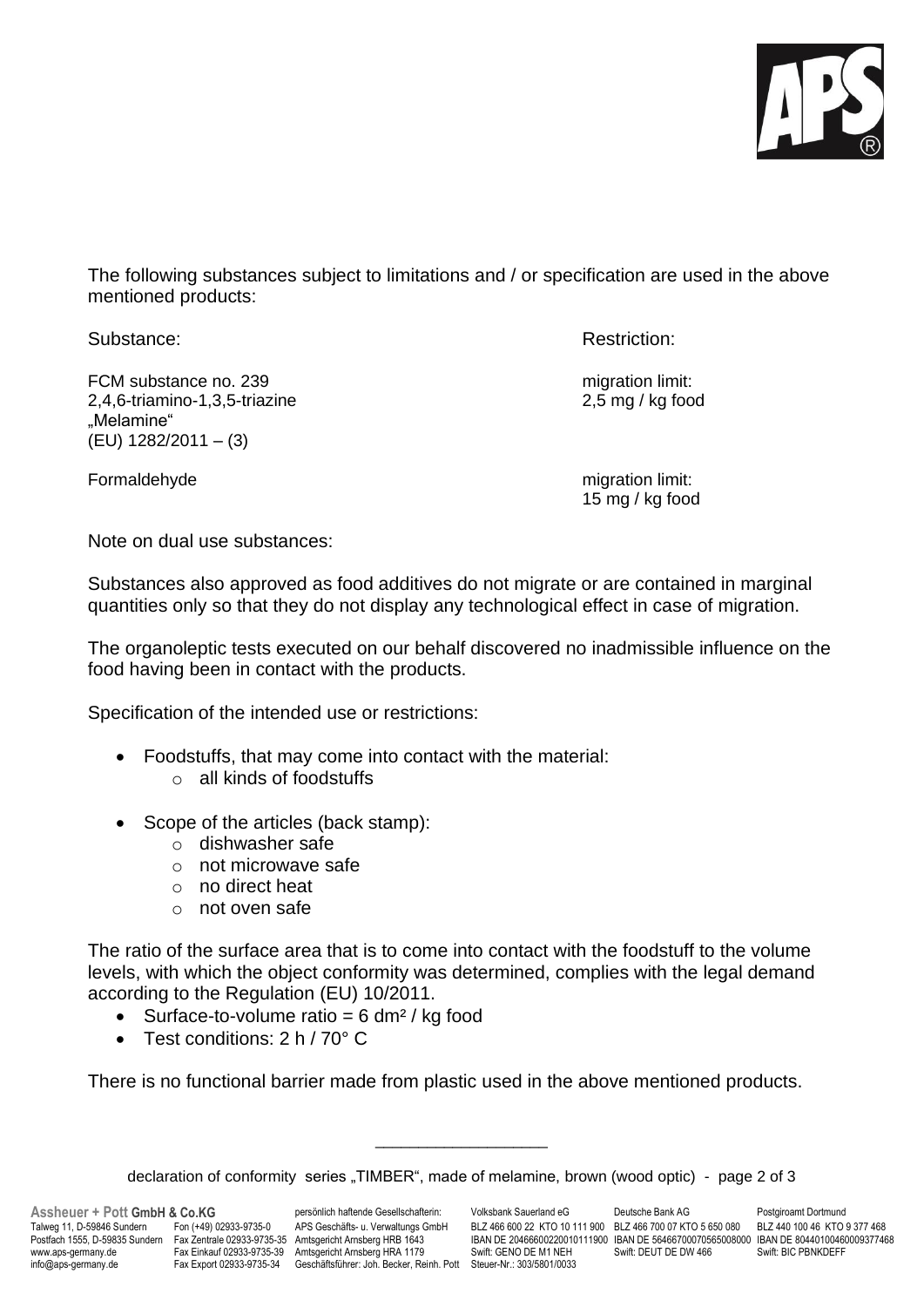The following substances subject to limitations and / or specification are used in the above mentioned products:

| Substance: | Restriction: |
|---|---|
| FCM substance no. 239<br>2,4,6-triamino-1,3,5-triazine<br>„Melamine"<br>(EU) 1282/2011 – (3) | migration limit:<br>2,5 mg / kg food |
| Formaldehyde | migration limit:<br>15 mg / kg food |

Note on dual use substances:

Substances also approved as food additives do not migrate or are contained in marginal quantities only so that they do not display any technological effect in case of migration.

The organoleptic tests executed on our behalf discovered no inadmissible influence on the food having been in contact with the products.

Specification of the intended use or restrictions:

- Foodstuffs, that may come into contact with the material:
  - all kinds of foodstuffs
- Scope of the articles (back stamp):
  - dishwasher safe
  - not microwave safe
  - no direct heat
  - not oven safe

The ratio of the surface area that is to come into contact with the foodstuff to the volume levels, with which the object conformity was determined, complies with the legal demand according to the Regulation (EU) 10/2011.

- Surface-to-volume ratio = 6 $dm^2$ / kg food
- Test conditions: 2 h / 70° C

There is no functional barrier made from plastic used in the above mentioned products.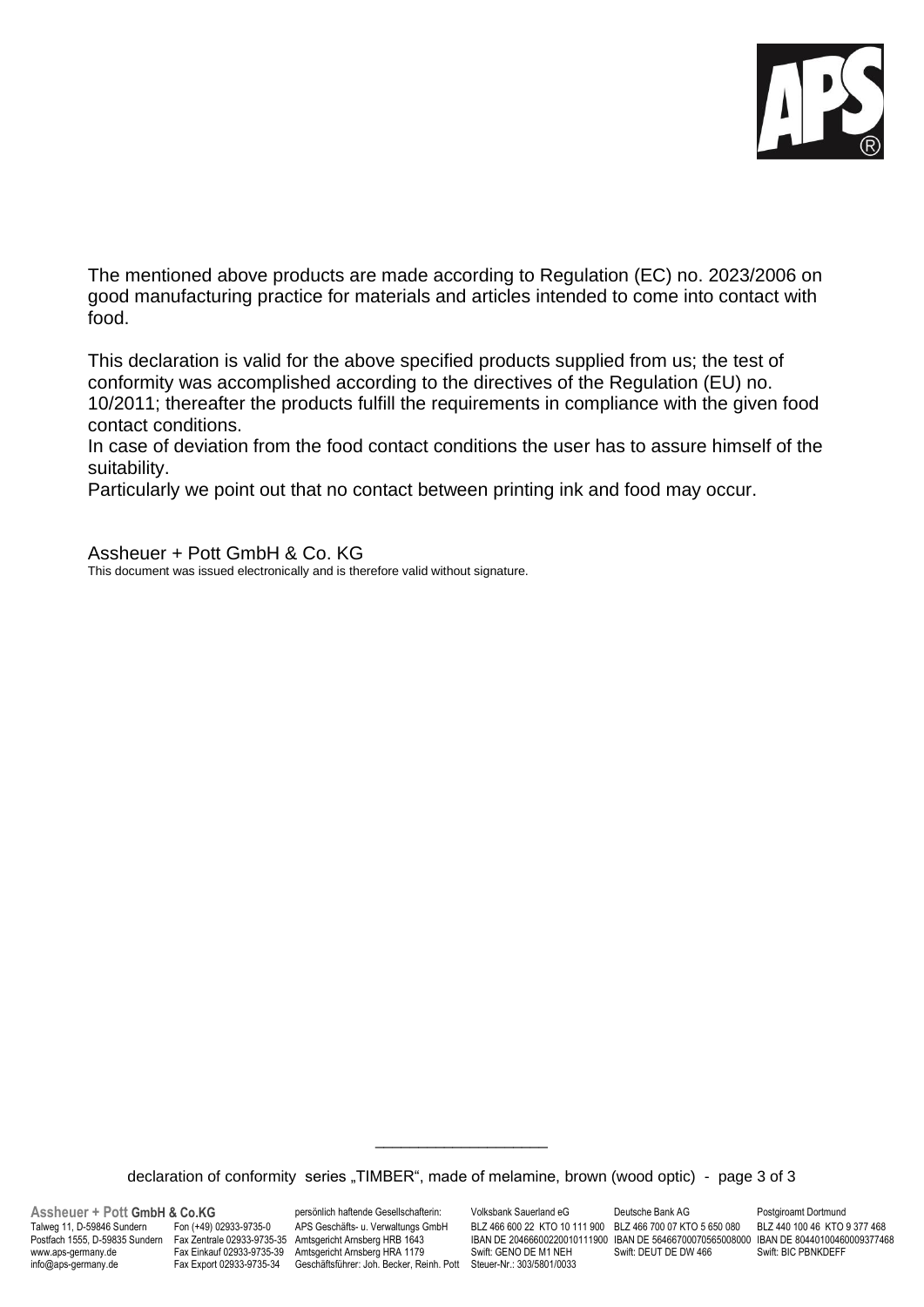The mentioned above products are made according to Regulation (EC) no. 2023/2006 on good manufacturing practice for materials and articles intended to come into contact with food.

This declaration is valid for the above specified products supplied from us; the test of conformity was accomplished according to the directives of the Regulation (EU) no. 10/2011; thereafter the products fulfill the requirements in compliance with the given food contact conditions.
In case of deviation from the food contact conditions the user has to assure himself of the suitability.
Particularly we point out that no contact between printing ink and food may occur.

Assheuer + Pott GmbH & Co. KG
This document was issued electronically and is therefore valid without signature.